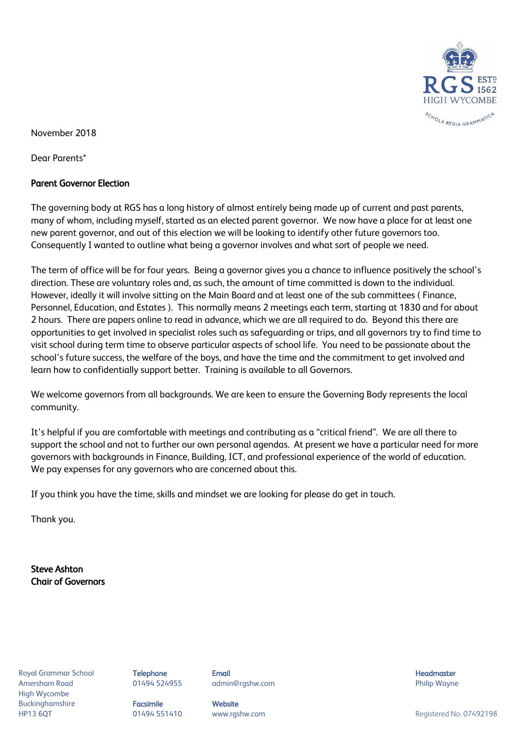RGS ESTD 1562
HIGH WYCOMBE
SCHOLA REGIA GRAMMATICA

November 2018

Dear Parents*

**Parent Governor Election**

The governing body at RGS has a long history of almost entirely being made up of current and past parents, many of whom, including myself, started as an elected parent governor. We now have a place for at least one new parent governor, and out of this election we will be looking to identify other future governors too. Consequently I wanted to outline what being a governor involves and what sort of people we need.

The term of office will be for four years. Being a governor gives you a chance to influence positively the school's direction. These are voluntary roles and, as such, the amount of time committed is down to the individual. However, ideally it will involve sitting on the Main Board and at least one of the sub committees ( Finance, Personnel, Education, and Estates ). This normally means 2 meetings each term, starting at 1830 and for about 2 hours. There are papers online to read in advance, which we are all required to do. Beyond this there are opportunities to get involved in specialist roles such as safeguarding or trips, and all governors try to find time to visit school during term time to observe particular aspects of school life. You need to be passionate about the school's future success, the welfare of the boys, and have the time and the commitment to get involved and learn how to confidentially support better. Training is available to all Governors.

We welcome governors from all backgrounds. We are keen to ensure the Governing Body represents the local community.

It's helpful if you are comfortable with meetings and contributing as a "critical friend". We are all there to support the school and not to further our own personal agendas. At present we have a particular need for more governors with backgrounds in Finance, Building, ICT, and professional experience of the world of education. We pay expenses for any governors who are concerned about this.

If you think you have the time, skills and mindset we are looking for please do get in touch.

Thank you.

**Steve Ashton**
**Chair of Governors**

Royal Grammar School
Amersham Road
High Wycombe
Buckinghamshire
HP13 6QT

**Telephone**
01494 524955

**Facsimile**
01494 551410

**Email**
admin@rgshw.com

**Website**
www.rgshw.com

**Headmaster**
Philip Wayne

Registered No. 07492198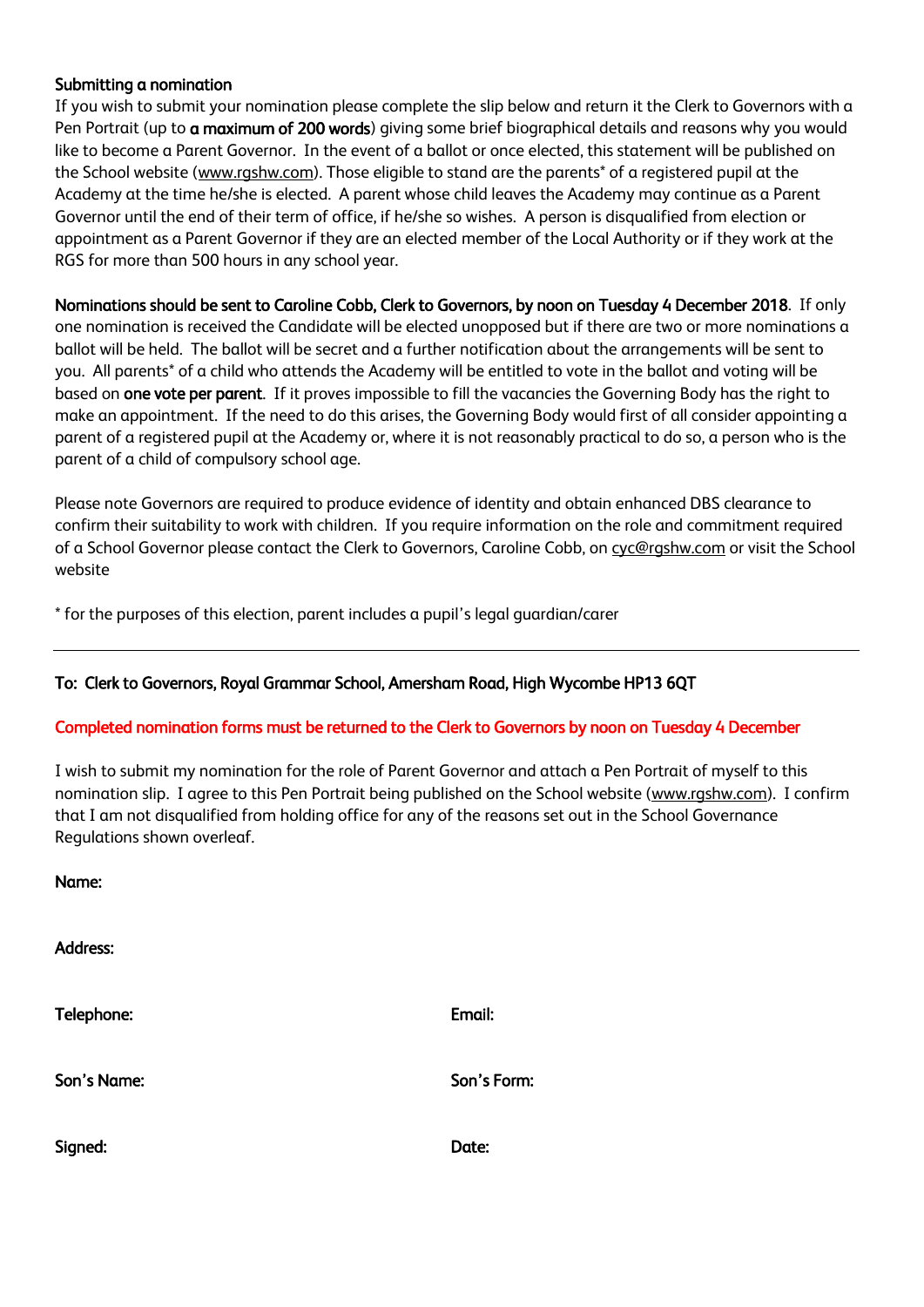### Submitting a nomination

If you wish to submit your nomination please complete the slip below and return it the Clerk to Governors with a Pen Portrait (up to **a maximum of 200 words**) giving some brief biographical details and reasons why you would like to become a Parent Governor. In the event of a ballot or once elected, this statement will be published on the School website (www.rgshw.com). Those eligible to stand are the parents* of a registered pupil at the Academy at the time he/she is elected. A parent whose child leaves the Academy may continue as a Parent Governor until the end of their term of office, if he/she so wishes. A person is disqualified from election or appointment as a Parent Governor if they are an elected member of the Local Authority or if they work at the RGS for more than 500 hours in any school year.

**Nominations should be sent to Caroline Cobb, Clerk to Governors, by noon on Tuesday 4 December 2018**. If only one nomination is received the Candidate will be elected unopposed but if there are two or more nominations a ballot will be held. The ballot will be secret and a further notification about the arrangements will be sent to you. All parents* of a child who attends the Academy will be entitled to vote in the ballot and voting will be based on **one vote per parent**. If it proves impossible to fill the vacancies the Governing Body has the right to make an appointment. If the need to do this arises, the Governing Body would first of all consider appointing a parent of a registered pupil at the Academy or, where it is not reasonably practical to do so, a person who is the parent of a child of compulsory school age.

Please note Governors are required to produce evidence of identity and obtain enhanced DBS clearance to confirm their suitability to work with children. If you require information on the role and commitment required of a School Governor please contact the Clerk to Governors, Caroline Cobb, on cyc@rgshw.com or visit the School website

* for the purposes of this election, parent includes a pupil's legal guardian/carer

---

**To: Clerk to Governors, Royal Grammar School, Amersham Road, High Wycombe HP13 6QT**

**Completed nomination forms must be returned to the Clerk to Governors by noon on Tuesday 4 December**

I wish to submit my nomination for the role of Parent Governor and attach a Pen Portrait of myself to this nomination slip. I agree to this Pen Portrait being published on the School website (www.rgshw.com). I confirm that I am not disqualified from holding office for any of the reasons set out in the School Governance Regulations shown overleaf.

**Name:**

**Address:**

**Telephone:** **Email:**

**Son's Name:** **Son's Form:**

**Signed:** **Date:**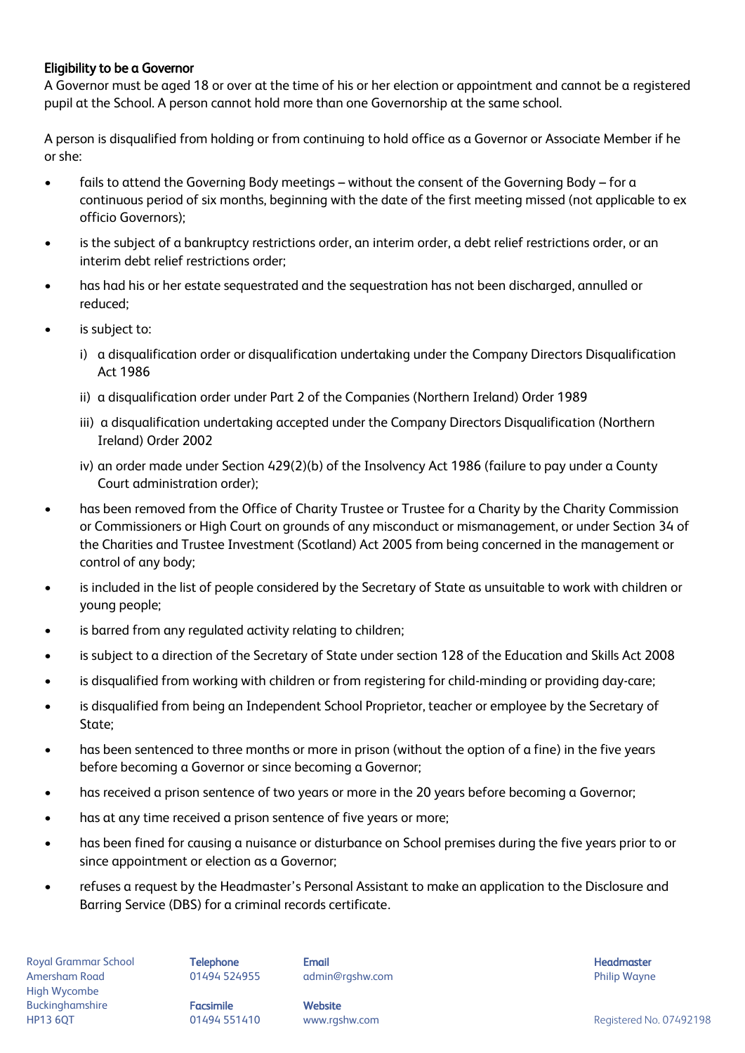### Eligibility to be a Governor

A Governor must be aged 18 or over at the time of his or her election or appointment and cannot be a registered pupil at the School. A person cannot hold more than one Governorship at the same school.

A person is disqualified from holding or from continuing to hold office as a Governor or Associate Member if he or she:

- fails to attend the Governing Body meetings – without the consent of the Governing Body – for a continuous period of six months, beginning with the date of the first meeting missed (not applicable to ex officio Governors);
- is the subject of a bankruptcy restrictions order, an interim order, a debt relief restrictions order, or an interim debt relief restrictions order;
- has had his or her estate sequestrated and the sequestration has not been discharged, annulled or reduced;
- is subject to:
  - i) a disqualification order or disqualification undertaking under the Company Directors Disqualification Act 1986
  - ii) a disqualification order under Part 2 of the Companies (Northern Ireland) Order 1989
  - iii) a disqualification undertaking accepted under the Company Directors Disqualification (Northern Ireland) Order 2002
  - iv) an order made under Section 429(2)(b) of the Insolvency Act 1986 (failure to pay under a County Court administration order);
- has been removed from the Office of Charity Trustee or Trustee for a Charity by the Charity Commission or Commissioners or High Court on grounds of any misconduct or mismanagement, or under Section 34 of the Charities and Trustee Investment (Scotland) Act 2005 from being concerned in the management or control of any body;
- is included in the list of people considered by the Secretary of State as unsuitable to work with children or young people;
- is barred from any regulated activity relating to children;
- is subject to a direction of the Secretary of State under section 128 of the Education and Skills Act 2008
- is disqualified from working with children or from registering for child-minding or providing day-care;
- is disqualified from being an Independent School Proprietor, teacher or employee by the Secretary of State;
- has been sentenced to three months or more in prison (without the option of a fine) in the five years before becoming a Governor or since becoming a Governor;
- has received a prison sentence of two years or more in the 20 years before becoming a Governor;
- has at any time received a prison sentence of five years or more;
- has been fined for causing a nuisance or disturbance on School premises during the five years prior to or since appointment or election as a Governor;
- refuses a request by the Headmaster's Personal Assistant to make an application to the Disclosure and Barring Service (DBS) for a criminal records certificate.